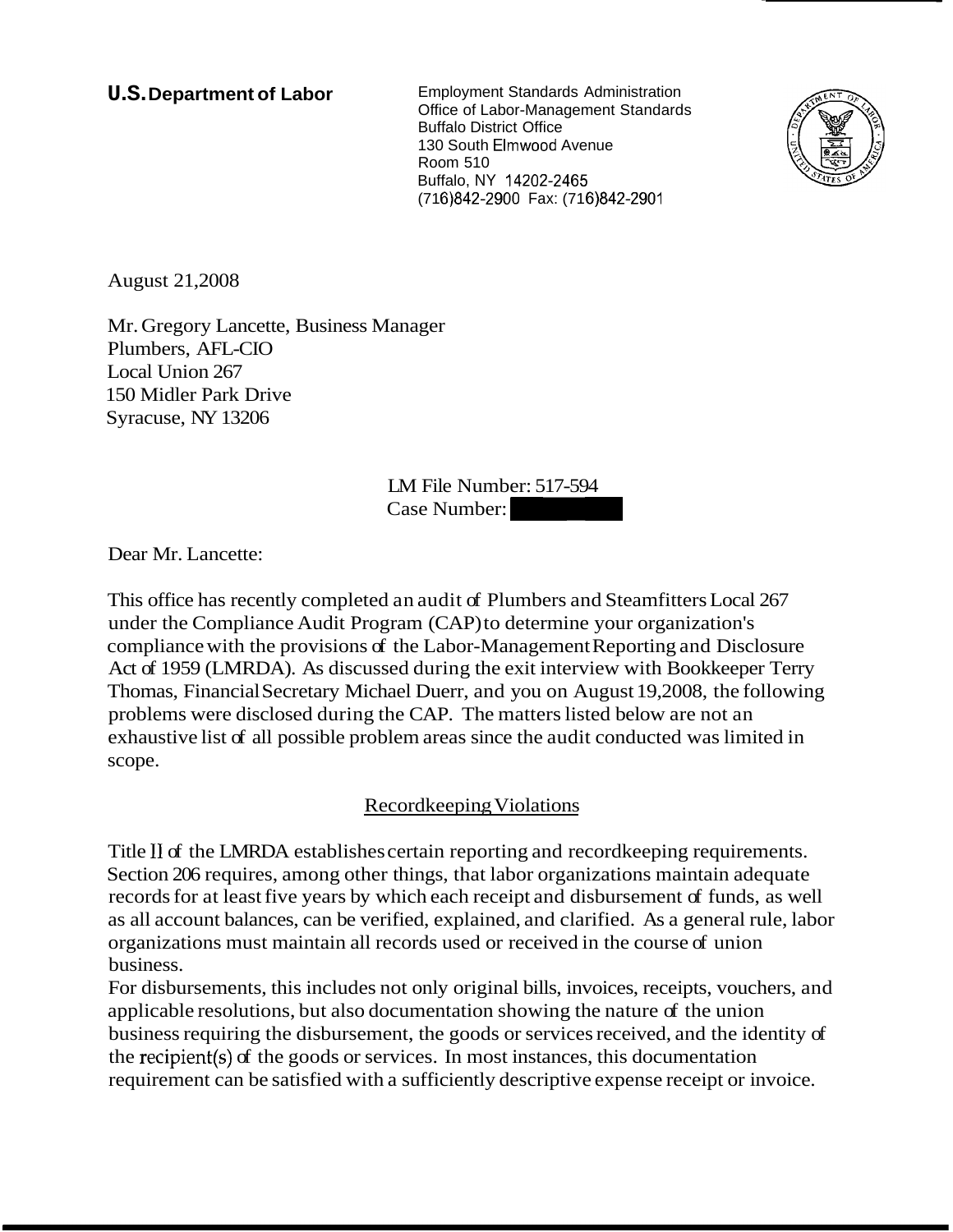**U.S. Department of Labor**

Employment Standards Administration
Office of Labor-Management Standards
Buffalo District Office
130 South Elmwood Avenue
Room 510
Buffalo, NY 14202-2465
(716)842-2900 Fax: (716)842-2901

August 21,2008

Mr. Gregory Lancette, Business Manager
Plumbers, AFL-CIO
Local Union 267
150 Midler Park Drive
Syracuse, NY 13206

LM File Number: 517-594
Case Number: [redacted]

Dear Mr. Lancette:

This office has recently completed an audit of Plumbers and Steamfitters Local 267 under the Compliance Audit Program (CAP) to determine your organization's compliance with the provisions of the Labor-Management Reporting and Disclosure Act of 1959 (LMRDA). As discussed during the exit interview with Bookkeeper Terry Thomas, Financial Secretary Michael Duerr, and you on August 19,2008, the following problems were disclosed during the CAP. The matters listed below are not an exhaustive list of all possible problem areas since the audit conducted was limited in scope.

## Recordkeeping Violations

Title II of the LMRDA establishes certain reporting and recordkeeping requirements. Section 206 requires, among other things, that labor organizations maintain adequate records for at least five years by which each receipt and disbursement of funds, as well as all account balances, can be verified, explained, and clarified. As a general rule, labor organizations must maintain all records used or received in the course of union business.

For disbursements, this includes not only original bills, invoices, receipts, vouchers, and applicable resolutions, but also documentation showing the nature of the union business requiring the disbursement, the goods or services received, and the identity of the recipient(s) of the goods or services. In most instances, this documentation requirement can be satisfied with a sufficiently descriptive expense receipt or invoice.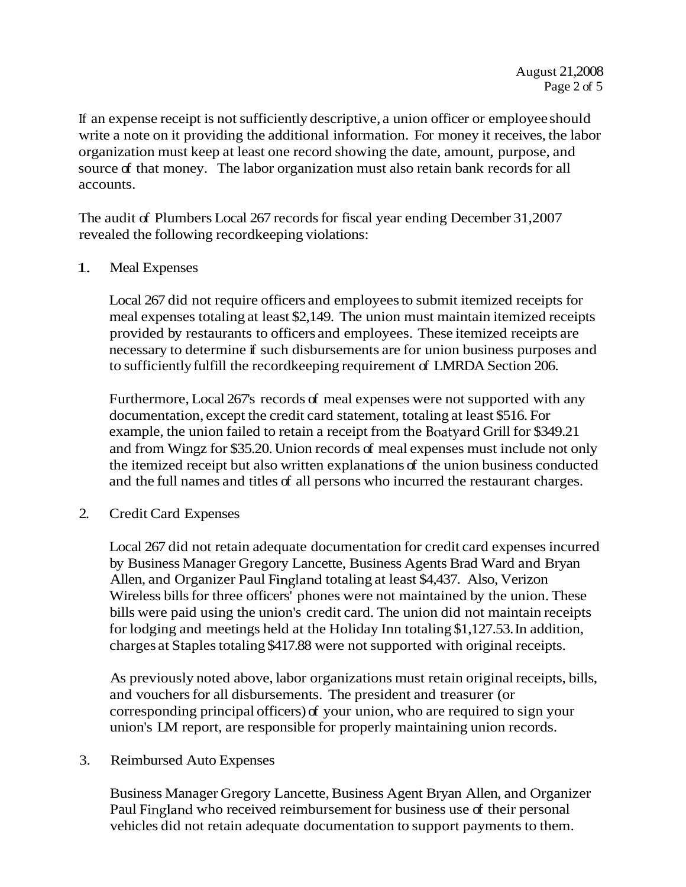If an expense receipt is not sufficiently descriptive, a union officer or employee should write a note on it providing the additional information. For money it receives, the labor organization must keep at least one record showing the date, amount, purpose, and source of that money. The labor organization must also retain bank records for all accounts.

The audit of Plumbers Local 267 records for fiscal year ending December 31,2007 revealed the following recordkeeping violations:

1. Meal Expenses

   Local 267 did not require officers and employees to submit itemized receipts for meal expenses totaling at least $2,149. The union must maintain itemized receipts provided by restaurants to officers and employees. These itemized receipts are necessary to determine if such disbursements are for union business purposes and to sufficiently fulfill the recordkeeping requirement of LMRDA Section 206.

   Furthermore, Local 267's records of meal expenses were not supported with any documentation, except the credit card statement, totaling at least $516. For example, the union failed to retain a receipt from the Boatyard Grill for $349.21 and from Wingz for $35.20. Union records of meal expenses must include not only the itemized receipt but also written explanations of the union business conducted and the full names and titles of all persons who incurred the restaurant charges.

2. Credit Card Expenses

   Local 267 did not retain adequate documentation for credit card expenses incurred by Business Manager Gregory Lancette, Business Agents Brad Ward and Bryan Allen, and Organizer Paul Fingland totaling at least $4,437. Also, Verizon Wireless bills for three officers' phones were not maintained by the union. These bills were paid using the union's credit card. The union did not maintain receipts for lodging and meetings held at the Holiday Inn totaling $1,127.53. In addition, charges at Staples totaling $417.88 were not supported with original receipts.

   As previously noted above, labor organizations must retain original receipts, bills, and vouchers for all disbursements. The president and treasurer (or corresponding principal officers) of your union, who are required to sign your union's LM report, are responsible for properly maintaining union records.

3. Reimbursed Auto Expenses

   Business Manager Gregory Lancette, Business Agent Bryan Allen, and Organizer Paul Fingland who received reimbursement for business use of their personal vehicles did not retain adequate documentation to support payments to them.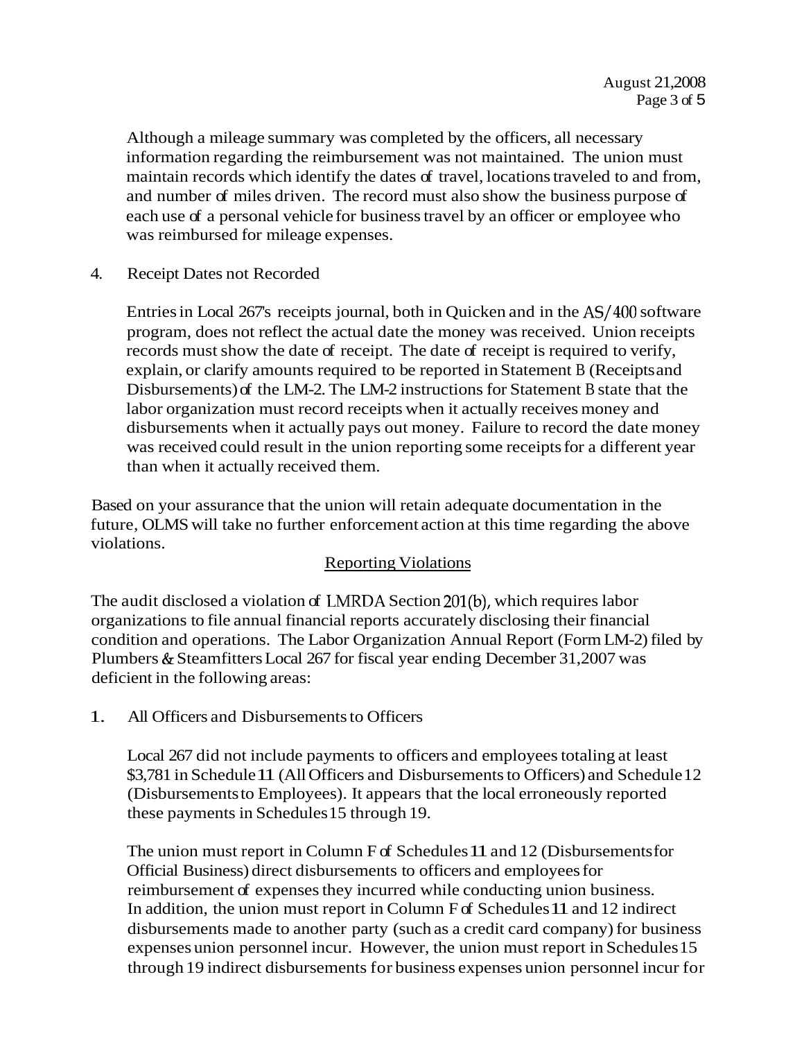Although a mileage summary was completed by the officers, all necessary information regarding the reimbursement was not maintained. The union must maintain records which identify the dates of travel, locations traveled to and from, and number of miles driven. The record must also show the business purpose of each use of a personal vehicle for business travel by an officer or employee who was reimbursed for mileage expenses.

4. Receipt Dates not Recorded

Entries in Local 267's receipts journal, both in Quicken and in the AS/400 software program, does not reflect the actual date the money was received. Union receipts records must show the date of receipt. The date of receipt is required to verify, explain, or clarify amounts required to be reported in Statement B (Receipts and Disbursements) of the LM-2. The LM-2 instructions for Statement B state that the labor organization must record receipts when it actually receives money and disbursements when it actually pays out money. Failure to record the date money was received could result in the union reporting some receipts for a different year than when it actually received them.

Based on your assurance that the union will retain adequate documentation in the future, OLMS will take no further enforcement action at this time regarding the above violations.

## Reporting Violations

The audit disclosed a violation of LMRDA Section 201(b), which requires labor organizations to file annual financial reports accurately disclosing their financial condition and operations. The Labor Organization Annual Report (Form LM-2) filed by Plumbers & Steamfitters Local 267 for fiscal year ending December 31,2007 was deficient in the following areas:

1. All Officers and Disbursements to Officers

Local 267 did not include payments to officers and employees totaling at least $3,781 in Schedule 11 (All Officers and Disbursements to Officers) and Schedule 12 (Disbursements to Employees). It appears that the local erroneously reported these payments in Schedules 15 through 19.

The union must report in Column F of Schedules 11 and 12 (Disbursements for Official Business) direct disbursements to officers and employees for reimbursement of expenses they incurred while conducting union business. In addition, the union must report in Column F of Schedules 11 and 12 indirect disbursements made to another party (such as a credit card company) for business expenses union personnel incur. However, the union must report in Schedules 15 through 19 indirect disbursements for business expenses union personnel incur for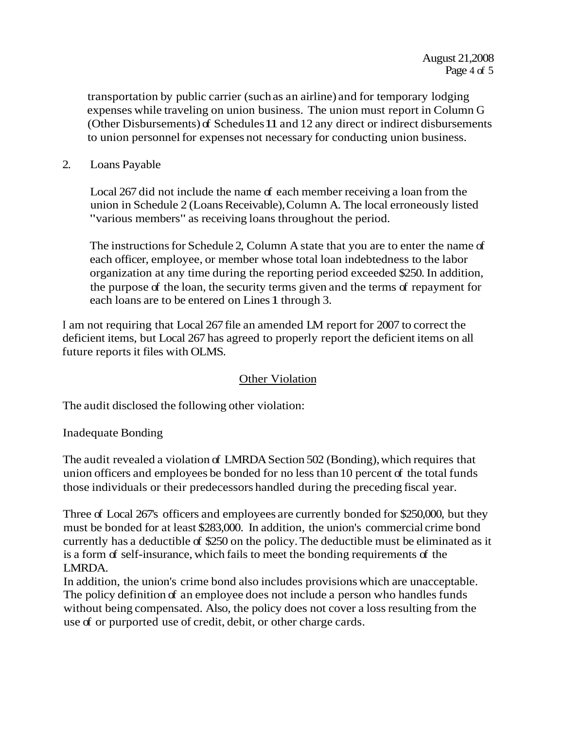transportation by public carrier (such as an airline) and for temporary lodging expenses while traveling on union business. The union must report in Column G (Other Disbursements) of Schedules 11 and 12 any direct or indirect disbursements to union personnel for expenses not necessary for conducting union business.

2. Loans Payable

   Local 267 did not include the name of each member receiving a loan from the union in Schedule 2 (Loans Receivable), Column A. The local erroneously listed "various members" as receiving loans throughout the period.

   The instructions for Schedule 2, Column A state that you are to enter the name of each officer, employee, or member whose total loan indebtedness to the labor organization at any time during the reporting period exceeded $250. In addition, the purpose of the loan, the security terms given and the terms of repayment for each loans are to be entered on Lines 1 through 3.

I am not requiring that Local 267 file an amended LM report for 2007 to correct the deficient items, but Local 267 has agreed to properly report the deficient items on all future reports it files with OLMS.

## Other Violation

The audit disclosed the following other violation:

Inadequate Bonding

The audit revealed a violation of LMRDA Section 502 (Bonding), which requires that union officers and employees be bonded for no less than 10 percent of the total funds those individuals or their predecessors handled during the preceding fiscal year.

Three of Local 267's officers and employees are currently bonded for $250,000, but they must be bonded for at least $283,000. In addition, the union's commercial crime bond currently has a deductible of $250 on the policy. The deductible must be eliminated as it is a form of self-insurance, which fails to meet the bonding requirements of the LMRDA.

In addition, the union's crime bond also includes provisions which are unacceptable. The policy definition of an employee does not include a person who handles funds without being compensated. Also, the policy does not cover a loss resulting from the use of or purported use of credit, debit, or other charge cards.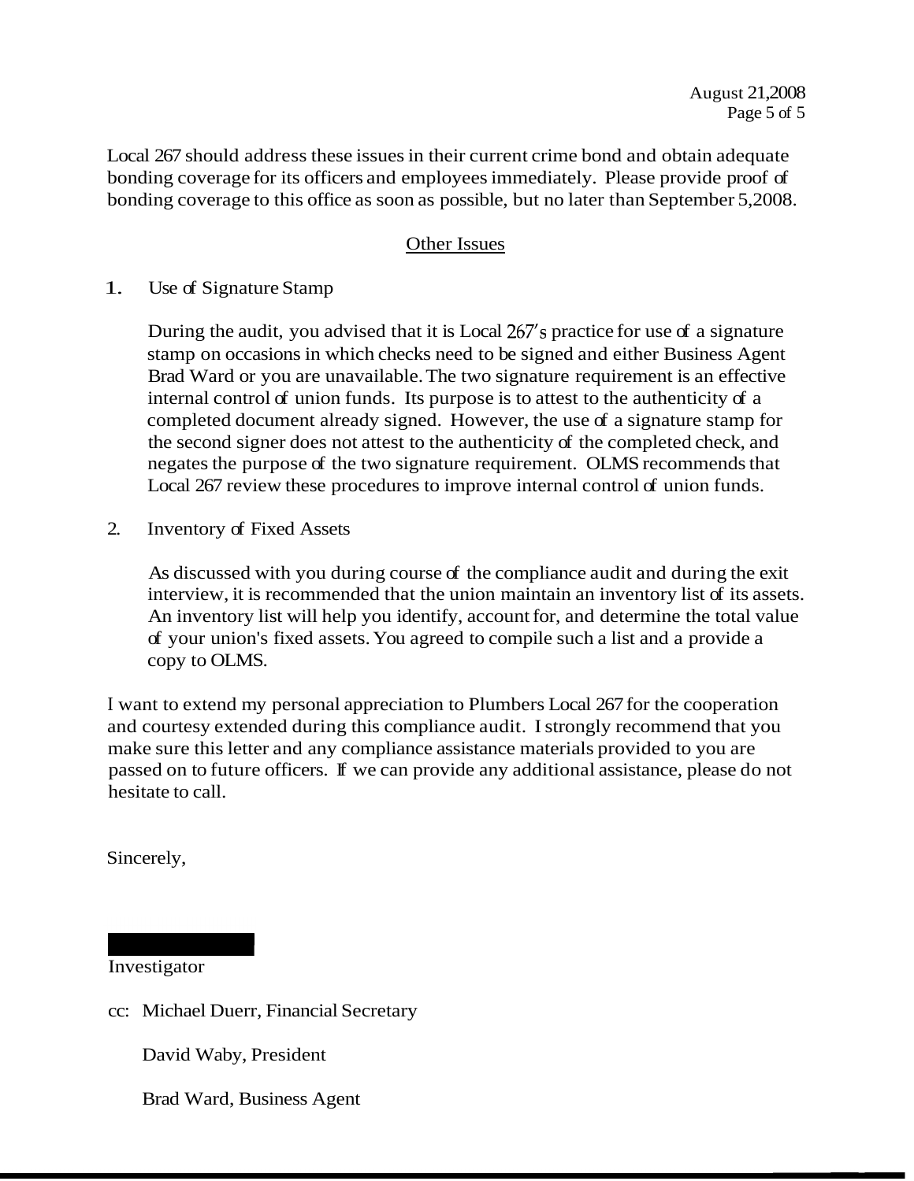Local 267 should address these issues in their current crime bond and obtain adequate bonding coverage for its officers and employees immediately. Please provide proof of bonding coverage to this office as soon as possible, but no later than September 5,2008.

## Other Issues

1. Use of Signature Stamp

   During the audit, you advised that it is Local 267's practice for use of a signature stamp on occasions in which checks need to be signed and either Business Agent Brad Ward or you are unavailable. The two signature requirement is an effective internal control of union funds. Its purpose is to attest to the authenticity of a completed document already signed. However, the use of a signature stamp for the second signer does not attest to the authenticity of the completed check, and negates the purpose of the two signature requirement. OLMS recommends that Local 267 review these procedures to improve internal control of union funds.

2. Inventory of Fixed Assets

   As discussed with you during course of the compliance audit and during the exit interview, it is recommended that the union maintain an inventory list of its assets. An inventory list will help you identify, account for, and determine the total value of your union's fixed assets. You agreed to compile such a list and a provide a copy to OLMS.

I want to extend my personal appreciation to Plumbers Local 267 for the cooperation and courtesy extended during this compliance audit. I strongly recommend that you make sure this letter and any compliance assistance materials provided to you are passed on to future officers. If we can provide any additional assistance, please do not hesitate to call.

Sincerely,

Investigator

cc: Michael Duerr, Financial Secretary

David Waby, President

Brad Ward, Business Agent